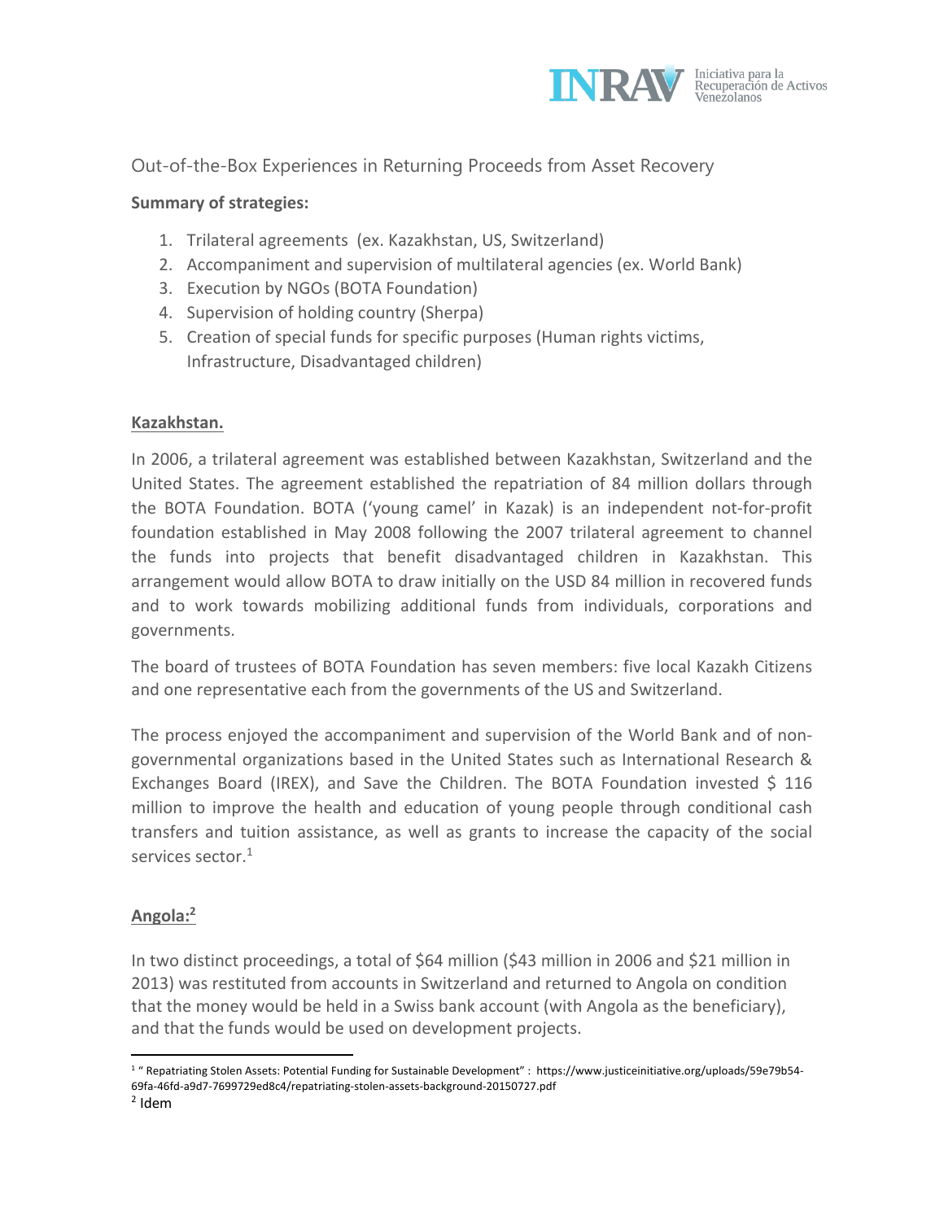Out-of-the-Box Experiences in Returning Proceeds from Asset Recovery

**Summary of strategies:**

1. Trilateral agreements (ex. Kazakhstan, US, Switzerland)
2. Accompaniment and supervision of multilateral agencies (ex. World Bank)
3. Execution by NGOs (BOTA Foundation)
4. Supervision of holding country (Sherpa)
5. Creation of special funds for specific purposes (Human rights victims, Infrastructure, Disadvantaged children)

**Kazakhstan.**

In 2006, a trilateral agreement was established between Kazakhstan, Switzerland and the United States. The agreement established the repatriation of 84 million dollars through the BOTA Foundation. BOTA ('young camel' in Kazak) is an independent not-for-profit foundation established in May 2008 following the 2007 trilateral agreement to channel the funds into projects that benefit disadvantaged children in Kazakhstan. This arrangement would allow BOTA to draw initially on the USD 84 million in recovered funds and to work towards mobilizing additional funds from individuals, corporations and governments.

The board of trustees of BOTA Foundation has seven members: five local Kazakh Citizens and one representative each from the governments of the US and Switzerland.

The process enjoyed the accompaniment and supervision of the World Bank and of non-governmental organizations based in the United States such as International Research & Exchanges Board (IREX), and Save the Children. The BOTA Foundation invested $ 116 million to improve the health and education of young people through conditional cash transfers and tuition assistance, as well as grants to increase the capacity of the social services sector.[1]

**Angola:[2]**

In two distinct proceedings, a total of $64 million ($43 million in 2006 and $21 million in 2013) was restituted from accounts in Switzerland and returned to Angola on condition that the money would be held in a Swiss bank account (with Angola as the beneficiary), and that the funds would be used on development projects.

---

[1] " Repatriating Stolen Assets: Potential Funding for Sustainable Development" : https://www.justiceinitiative.org/uploads/59e79b54-69fa-46fd-a9d7-7699729ed8c4/repatriating-stolen-assets-background-20150727.pdf

[2] Idem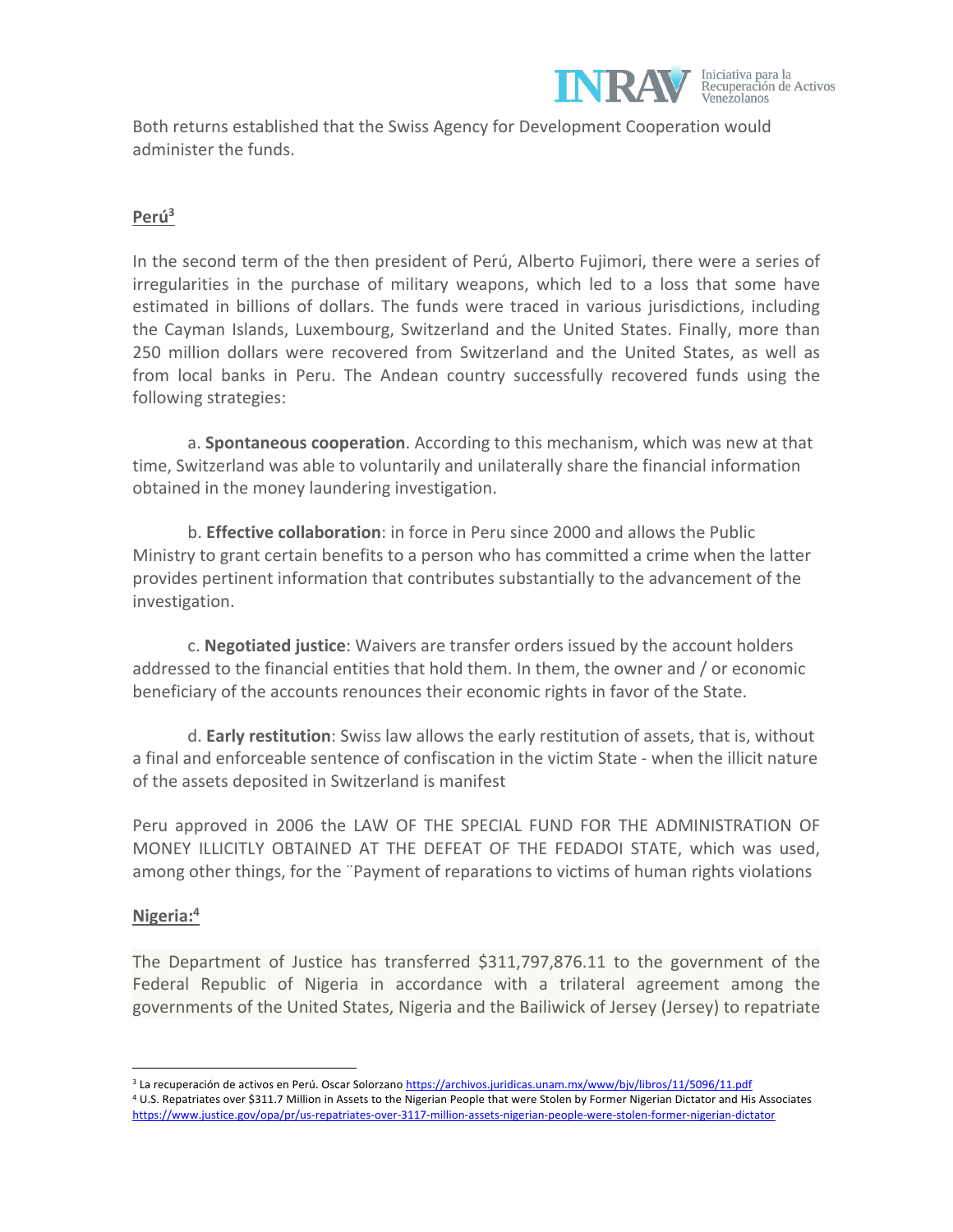Both returns established that the Swiss Agency for Development Cooperation would administer the funds.

## Perú[3]

In the second term of the then president of Perú, Alberto Fujimori, there were a series of irregularities in the purchase of military weapons, which led to a loss that some have estimated in billions of dollars. The funds were traced in various jurisdictions, including the Cayman Islands, Luxembourg, Switzerland and the United States. Finally, more than 250 million dollars were recovered from Switzerland and the United States, as well as from local banks in Peru. The Andean country successfully recovered funds using the following strategies:

a. **Spontaneous cooperation**. According to this mechanism, which was new at that time, Switzerland was able to voluntarily and unilaterally share the financial information obtained in the money laundering investigation.

b. **Effective collaboration**: in force in Peru since 2000 and allows the Public Ministry to grant certain benefits to a person who has committed a crime when the latter provides pertinent information that contributes substantially to the advancement of the investigation.

c. **Negotiated justice**: Waivers are transfer orders issued by the account holders addressed to the financial entities that hold them. In them, the owner and / or economic beneficiary of the accounts renounces their economic rights in favor of the State.

d. **Early restitution**: Swiss law allows the early restitution of assets, that is, without a final and enforceable sentence of confiscation in the victim State - when the illicit nature of the assets deposited in Switzerland is manifest

Peru approved in 2006 the LAW OF THE SPECIAL FUND FOR THE ADMINISTRATION OF MONEY ILLICITLY OBTAINED AT THE DEFEAT OF THE FEDADOI STATE, which was used, among other things, for the ¨Payment of reparations to victims of human rights violations

## Nigeria:[4]

The Department of Justice has transferred $311,797,876.11 to the government of the Federal Republic of Nigeria in accordance with a trilateral agreement among the governments of the United States, Nigeria and the Bailiwick of Jersey (Jersey) to repatriate

---

[3] La recuperación de activos en Perú. Oscar Solorzano https://archivos.juridicas.unam.mx/www/bjv/libros/11/5096/11.pdf

[4] U.S. Repatriates over $311.7 Million in Assets to the Nigerian People that were Stolen by Former Nigerian Dictator and His Associates https://www.justice.gov/opa/pr/us-repatriates-over-3117-million-assets-nigerian-people-were-stolen-former-nigerian-dictator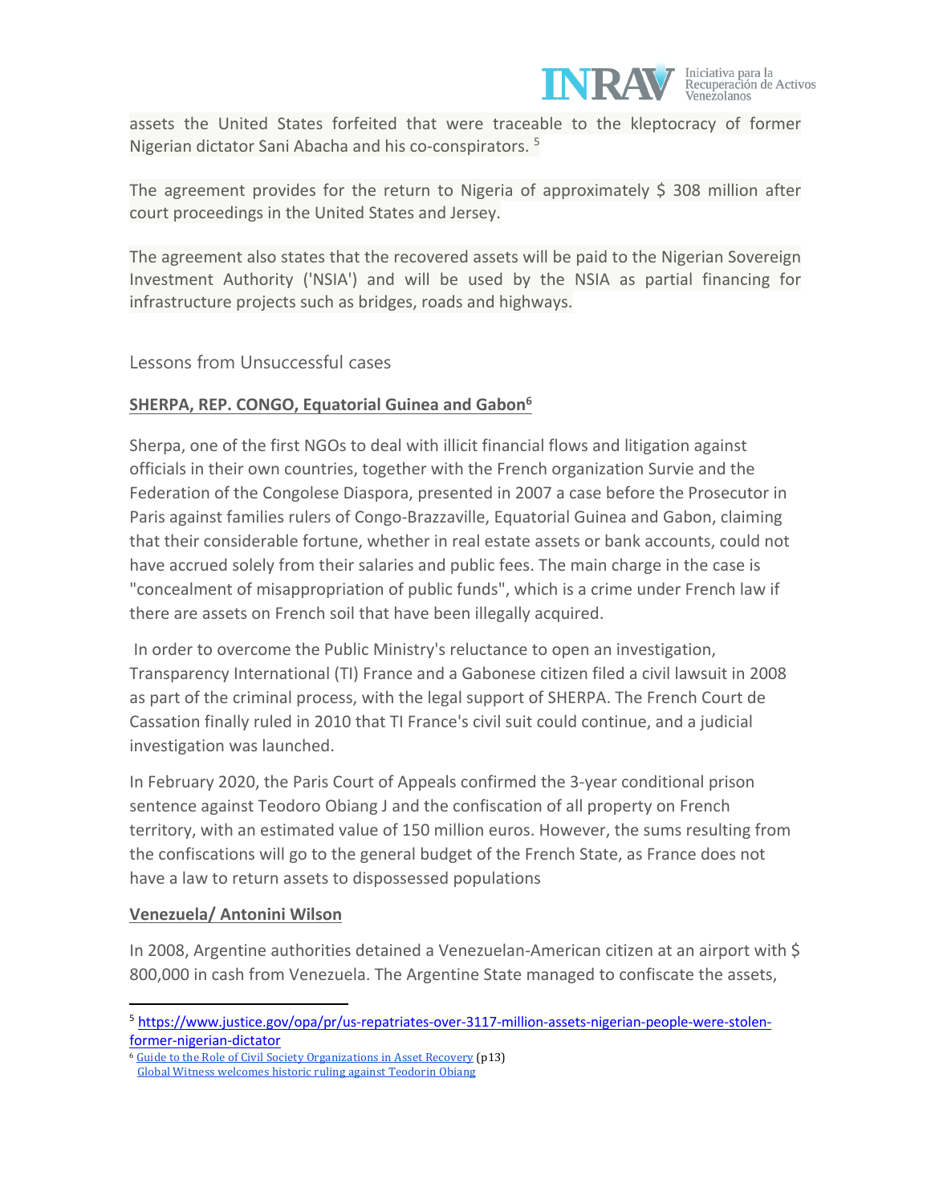assets the United States forfeited that were traceable to the kleptocracy of former Nigerian dictator Sani Abacha and his co-conspirators. [5]

The agreement provides for the return to Nigeria of approximately $ 308 million after court proceedings in the United States and Jersey.

The agreement also states that the recovered assets will be paid to the Nigerian Sovereign Investment Authority ('NSIA') and will be used by the NSIA as partial financing for infrastructure projects such as bridges, roads and highways.

## Lessons from Unsuccessful cases

### SHERPA, REP. CONGO, Equatorial Guinea and Gabon[6]

Sherpa, one of the first NGOs to deal with illicit financial flows and litigation against officials in their own countries, together with the French organization Survie and the Federation of the Congolese Diaspora, presented in 2007 a case before the Prosecutor in Paris against families rulers of Congo-Brazzaville, Equatorial Guinea and Gabon, claiming that their considerable fortune, whether in real estate assets or bank accounts, could not have accrued solely from their salaries and public fees. The main charge in the case is "concealment of misappropriation of public funds", which is a crime under French law if there are assets on French soil that have been illegally acquired.

In order to overcome the Public Ministry's reluctance to open an investigation, Transparency International (TI) France and a Gabonese citizen filed a civil lawsuit in 2008 as part of the criminal process, with the legal support of SHERPA. The French Court de Cassation finally ruled in 2010 that TI France's civil suit could continue, and a judicial investigation was launched.

In February 2020, the Paris Court of Appeals confirmed the 3-year conditional prison sentence against Teodoro Obiang J and the confiscation of all property on French territory, with an estimated value of 150 million euros. However, the sums resulting from the confiscations will go to the general budget of the French State, as France does not have a law to return assets to dispossessed populations

### Venezuela/ Antonini Wilson

In 2008, Argentine authorities detained a Venezuelan-American citizen at an airport with $ 800,000 in cash from Venezuela. The Argentine State managed to confiscate the assets,

---

[5] https://www.justice.gov/opa/pr/us-repatriates-over-3117-million-assets-nigerian-people-were-stolen-former-nigerian-dictator

[6] Guide to the Role of Civil Society Organizations in Asset Recovery (p13)
Global Witness welcomes historic ruling against Teodorin Obiang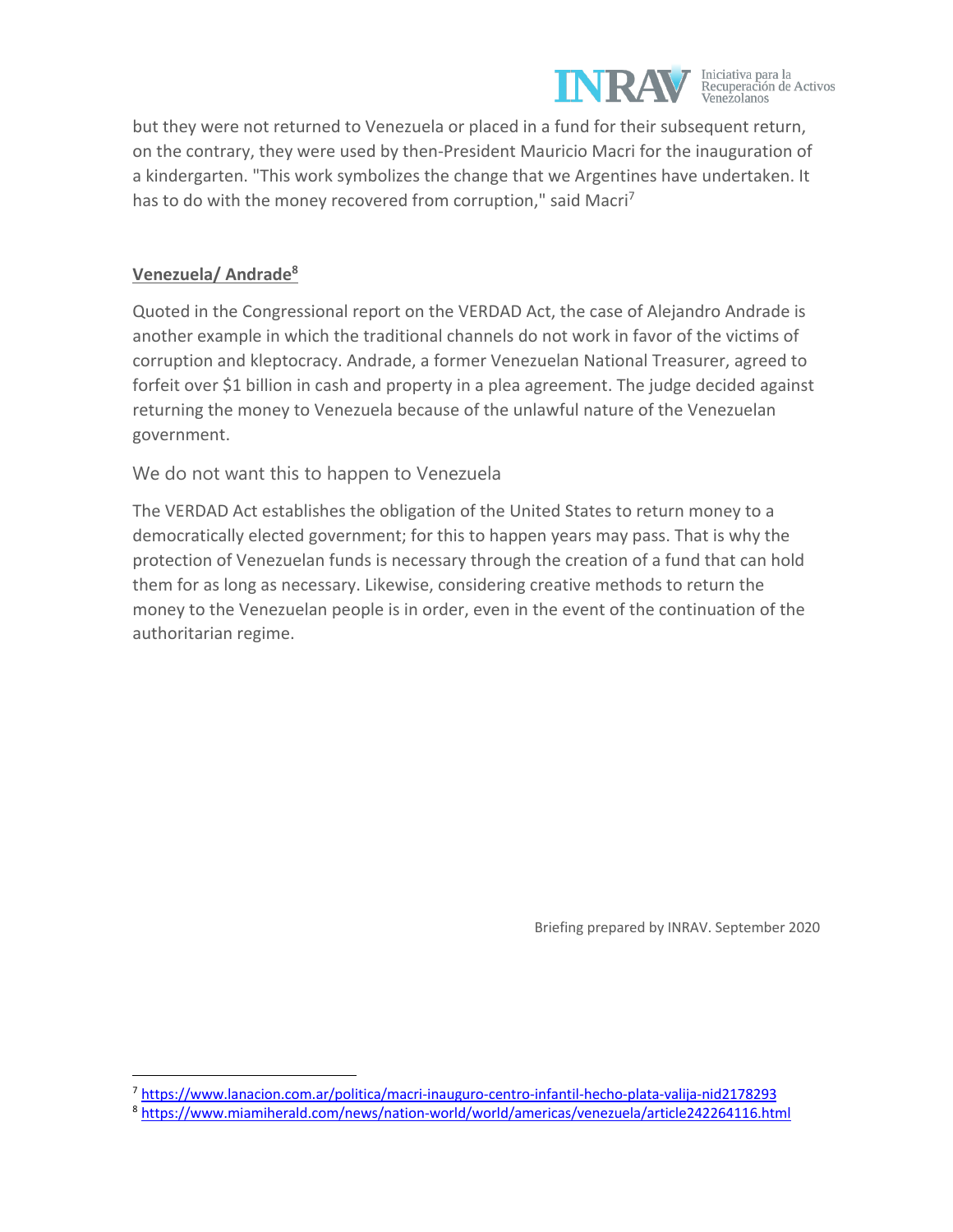but they were not returned to Venezuela or placed in a fund for their subsequent return, on the contrary, they were used by then-President Mauricio Macri for the inauguration of a kindergarten. "This work symbolizes the change that we Argentines have undertaken. It has to do with the money recovered from corruption," said Macri[7]

## Venezuela/ Andrade[8]

Quoted in the Congressional report on the VERDAD Act, the case of Alejandro Andrade is another example in which the traditional channels do not work in favor of the victims of corruption and kleptocracy. Andrade, a former Venezuelan National Treasurer, agreed to forfeit over $1 billion in cash and property in a plea agreement. The judge decided against returning the money to Venezuela because of the unlawful nature of the Venezuelan government.

## We do not want this to happen to Venezuela

The VERDAD Act establishes the obligation of the United States to return money to a democratically elected government; for this to happen years may pass. That is why the protection of Venezuelan funds is necessary through the creation of a fund that can hold them for as long as necessary. Likewise, considering creative methods to return the money to the Venezuelan people is in order, even in the event of the continuation of the authoritarian regime.

Briefing prepared by INRAV. September 2020

[7] https://www.lanacion.com.ar/politica/macri-inauguro-centro-infantil-hecho-plata-valija-nid2178293

[8] https://www.miamiherald.com/news/nation-world/world/americas/venezuela/article242264116.html